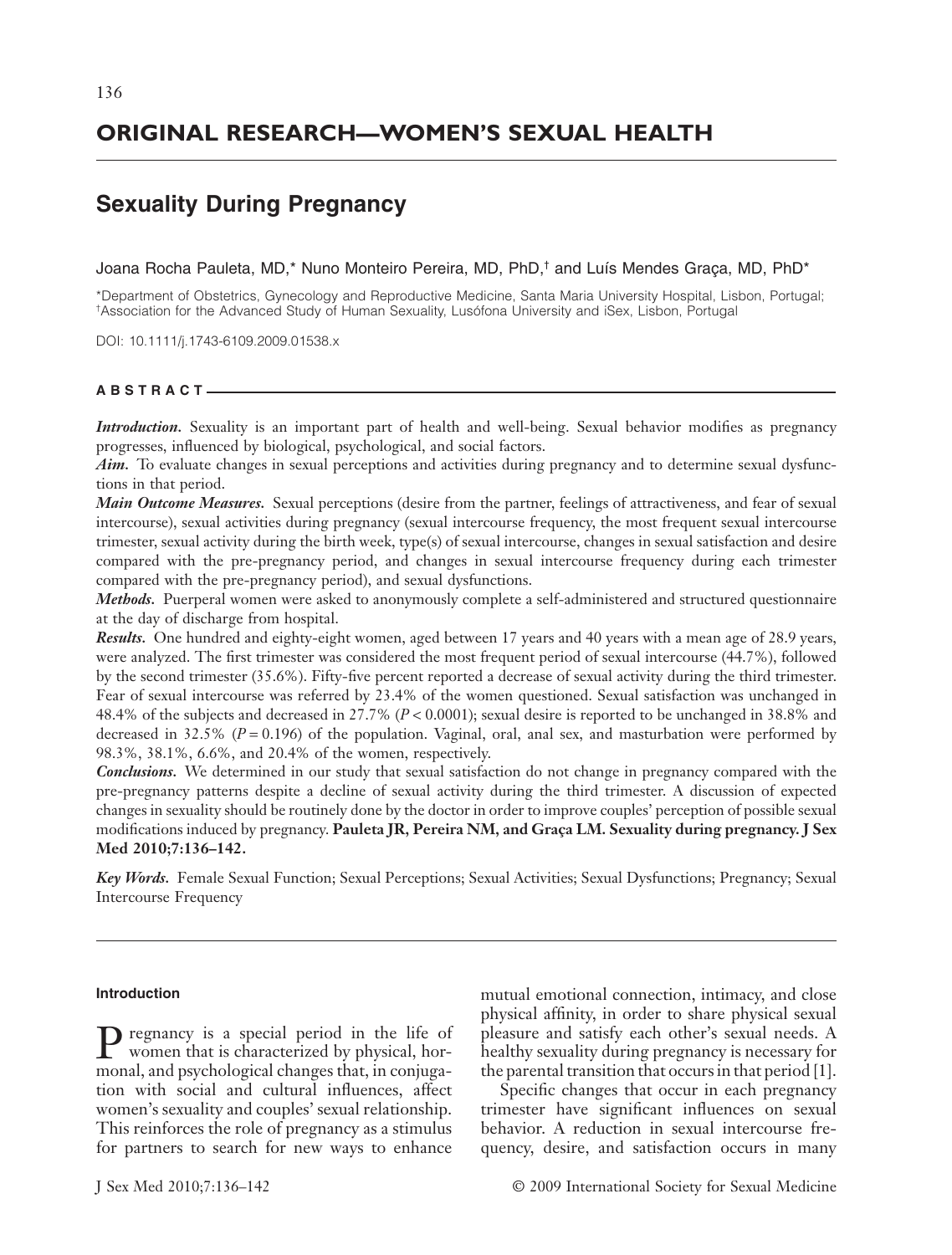## ORIGINAL RESEARCH—WOMEN'S SEXUAL HEALTH

# Sexuality During Pregnancy

Joana Rocha Pauleta, MD,* Nuno Monteiro Pereira, MD, PhD,† and Luís Mendes Graça, MD, PhD*

*Department of Obstetrics, Gynecology and Reproductive Medicine, Santa Maria University Hospital, Lisbon, Portugal;
†Association for the Advanced Study of Human Sexuality, Lusófona University and iSex, Lisbon, Portugal

DOI: 10.1111/j.1743-6109.2009.01538.x

### ABSTRACT

***Introduction.*** Sexuality is an important part of health and well-being. Sexual behavior modifies as pregnancy progresses, influenced by biological, psychological, and social factors.

***Aim.*** To evaluate changes in sexual perceptions and activities during pregnancy and to determine sexual dysfunctions in that period.

***Main Outcome Measures.*** Sexual perceptions (desire from the partner, feelings of attractiveness, and fear of sexual intercourse), sexual activities during pregnancy (sexual intercourse frequency, the most frequent sexual intercourse trimester, sexual activity during the birth week, type(s) of sexual intercourse, changes in sexual satisfaction and desire compared with the pre-pregnancy period, and changes in sexual intercourse frequency during each trimester compared with the pre-pregnancy period), and sexual dysfunctions.

***Methods.*** Puerperal women were asked to anonymously complete a self-administered and structured questionnaire at the day of discharge from hospital.

***Results.*** One hundred and eighty-eight women, aged between 17 years and 40 years with a mean age of 28.9 years, were analyzed. The first trimester was considered the most frequent period of sexual intercourse (44.7%), followed by the second trimester (35.6%). Fifty-five percent reported a decrease of sexual activity during the third trimester. Fear of sexual intercourse was referred by 23.4% of the women questioned. Sexual satisfaction was unchanged in 48.4% of the subjects and decreased in 27.7% ($P < 0.0001$); sexual desire is reported to be unchanged in 38.8% and decreased in 32.5% ($P = 0.196$) of the population. Vaginal, oral, anal sex, and masturbation were performed by 98.3%, 38.1%, 6.6%, and 20.4% of the women, respectively.

***Conclusions.*** We determined in our study that sexual satisfaction do not change in pregnancy compared with the pre-pregnancy patterns despite a decline of sexual activity during the third trimester. A discussion of expected changes in sexuality should be routinely done by the doctor in order to improve couples' perception of possible sexual modifications induced by pregnancy. **Pauleta JR, Pereira NM, and Graça LM. Sexuality during pregnancy. J Sex Med 2010;7:136–142.**

***Key Words.*** Female Sexual Function; Sexual Perceptions; Sexual Activities; Sexual Dysfunctions; Pregnancy; Sexual Intercourse Frequency

#### Introduction

Pregnancy is a special period in the life of women that is characterized by physical, hormonal, and psychological changes that, in conjugation with social and cultural influences, affect women's sexuality and couples' sexual relationship. This reinforces the role of pregnancy as a stimulus for partners to search for new ways to enhance mutual emotional connection, intimacy, and close physical affinity, in order to share physical sexual pleasure and satisfy each other's sexual needs. A healthy sexuality during pregnancy is necessary for the parental transition that occurs in that period [1].

Specific changes that occur in each pregnancy trimester have significant influences on sexual behavior. A reduction in sexual intercourse frequency, desire, and satisfaction occurs in many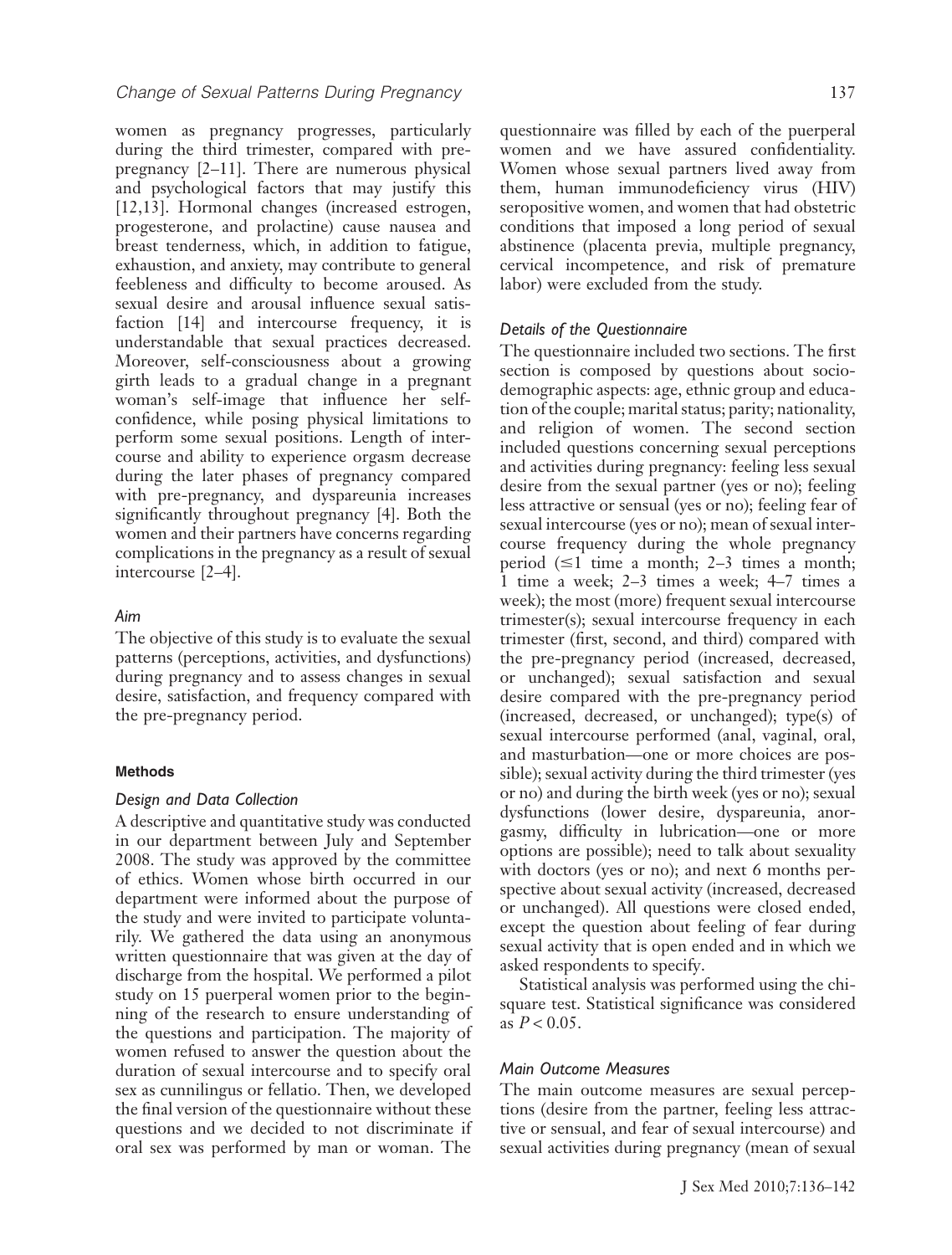women as pregnancy progresses, particularly during the third trimester, compared with pre-pregnancy [2–11]. There are numerous physical and psychological factors that may justify this [12,13]. Hormonal changes (increased estrogen, progesterone, and prolactine) cause nausea and breast tenderness, which, in addition to fatigue, exhaustion, and anxiety, may contribute to general feebleness and difficulty to become aroused. As sexual desire and arousal influence sexual satisfaction [14] and intercourse frequency, it is understandable that sexual practices decreased. Moreover, self-consciousness about a growing girth leads to a gradual change in a pregnant woman's self-image that influence her self-confidence, while posing physical limitations to perform some sexual positions. Length of intercourse and ability to experience orgasm decrease during the later phases of pregnancy compared with pre-pregnancy, and dyspareunia increases significantly throughout pregnancy [4]. Both the women and their partners have concerns regarding complications in the pregnancy as a result of sexual intercourse [2–4].

### Aim

The objective of this study is to evaluate the sexual patterns (perceptions, activities, and dysfunctions) during pregnancy and to assess changes in sexual desire, satisfaction, and frequency compared with the pre-pregnancy period.

## Methods

### Design and Data Collection

A descriptive and quantitative study was conducted in our department between July and September 2008. The study was approved by the committee of ethics. Women whose birth occurred in our department were informed about the purpose of the study and were invited to participate voluntarily. We gathered the data using an anonymous written questionnaire that was given at the day of discharge from the hospital. We performed a pilot study on 15 puerperal women prior to the beginning of the research to ensure understanding of the questions and participation. The majority of women refused to answer the question about the duration of sexual intercourse and to specify oral sex as cunnilingus or fellatio. Then, we developed the final version of the questionnaire without these questions and we decided to not discriminate if oral sex was performed by man or woman. The questionnaire was filled by each of the puerperal women and we have assured confidentiality. Women whose sexual partners lived away from them, human immunodeficiency virus (HIV) seropositive women, and women that had obstetric conditions that imposed a long period of sexual abstinence (placenta previa, multiple pregnancy, cervical incompetence, and risk of premature labor) were excluded from the study.

### Details of the Questionnaire

The questionnaire included two sections. The first section is composed by questions about socio-demographic aspects: age, ethnic group and education of the couple; marital status; parity; nationality, and religion of women. The second section included questions concerning sexual perceptions and activities during pregnancy: feeling less sexual desire from the sexual partner (yes or no); feeling less attractive or sensual (yes or no); feeling fear of sexual intercourse (yes or no); mean of sexual intercourse frequency during the whole pregnancy period (≤1 time a month; 2–3 times a month; 1 time a week; 2–3 times a week; 4–7 times a week); the most (more) frequent sexual intercourse trimester(s); sexual intercourse frequency in each trimester (first, second, and third) compared with the pre-pregnancy period (increased, decreased, or unchanged); sexual satisfaction and sexual desire compared with the pre-pregnancy period (increased, decreased, or unchanged); type(s) of sexual intercourse performed (anal, vaginal, oral, and masturbation—one or more choices are possible); sexual activity during the third trimester (yes or no) and during the birth week (yes or no); sexual dysfunctions (lower desire, dyspareunia, anorgasmy, difficulty in lubrication—one or more options are possible); need to talk about sexuality with doctors (yes or no); and next 6 months perspective about sexual activity (increased, decreased or unchanged). All questions were closed ended, except the question about feeling of fear during sexual activity that is open ended and in which we asked respondents to specify.

Statistical analysis was performed using the chi-square test. Statistical significance was considered as $P < 0.05$.

### Main Outcome Measures

The main outcome measures are sexual perceptions (desire from the partner, feeling less attractive or sensual, and fear of sexual intercourse) and sexual activities during pregnancy (mean of sexual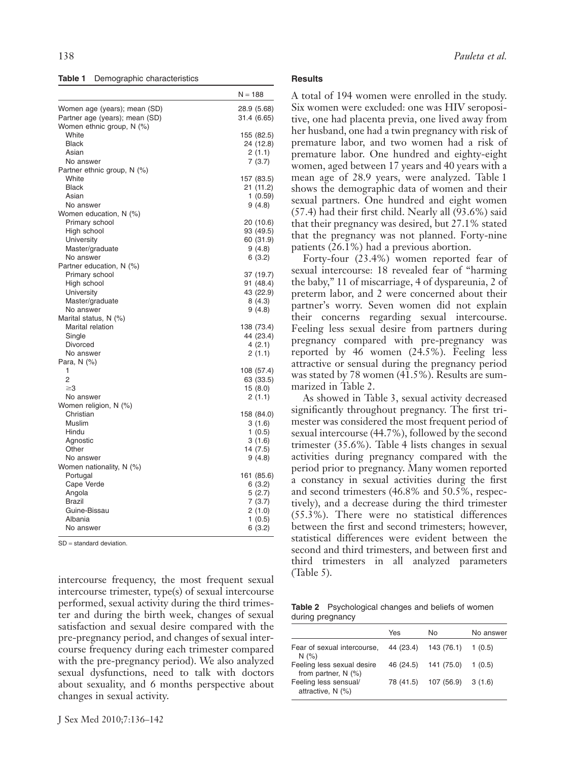**Table 1** Demographic characteristics

| | N = 188 |
|---|---|
| Women age (years); mean (SD) | 28.9 (5.68) |
| Partner age (years); mean (SD) | 31.4 (6.65) |
| Women ethnic group, N (%) | |
| White | 155 (82.5) |
| Black | 24 (12.8) |
| Asian | 2 (1.1) |
| No answer | 7 (3.7) |
| Partner ethnic group, N (%) | |
| White | 157 (83.5) |
| Black | 21 (11.2) |
| Asian | 1 (0.59) |
| No answer | 9 (4.8) |
| Women education, N (%) | |
| Primary school | 20 (10.6) |
| High school | 93 (49.5) |
| University | 60 (31.9) |
| Master/graduate | 9 (4.8) |
| No answer | 6 (3.2) |
| Partner education, N (%) | |
| Primary school | 37 (19.7) |
| High school | 91 (48.4) |
| University | 43 (22.9) |
| Master/graduate | 8 (4.3) |
| No answer | 9 (4.8) |
| Marital status, N (%) | |
| Marital relation | 138 (73.4) |
| Single | 44 (23.4) |
| Divorced | 4 (2.1) |
| No answer | 2 (1.1) |
| Para, N (%) | |
| 1 | 108 (57.4) |
| 2 | 63 (33.5) |
| ≥3 | 15 (8.0) |
| No answer | 2 (1.1) |
| Women religion, N (%) | |
| Christian | 158 (84.0) |
| Muslim | 3 (1.6) |
| Hindu | 1 (0.5) |
| Agnostic | 3 (1.6) |
| Other | 14 (7.5) |
| No answer | 9 (4.8) |
| Women nationality, N (%) | |
| Portugal | 161 (85.6) |
| Cape Verde | 6 (3.2) |
| Angola | 5 (2.7) |
| Brazil | 7 (3.7) |
| Guine-Bissau | 2 (1.0) |
| Albania | 1 (0.5) |
| No answer | 6 (3.2) |

SD = standard deviation.

intercourse frequency, the most frequent sexual intercourse trimester, type(s) of sexual intercourse performed, sexual activity during the third trimester and during the birth week, changes of sexual satisfaction and sexual desire compared with the pre-pregnancy period, and changes of sexual intercourse frequency during each trimester compared with the pre-pregnancy period). We also analyzed sexual dysfunctions, need to talk with doctors about sexuality, and 6 months perspective about changes in sexual activity.

## Results

A total of 194 women were enrolled in the study. Six women were excluded: one was HIV seropositive, one had placenta previa, one lived away from her husband, one had a twin pregnancy with risk of premature labor, and two women had a risk of premature labor. One hundred and eighty-eight women, aged between 17 years and 40 years with a mean age of 28.9 years, were analyzed. Table 1 shows the demographic data of women and their sexual partners. One hundred and eight women (57.4) had their first child. Nearly all (93.6%) said that their pregnancy was desired, but 27.1% stated that the pregnancy was not planned. Forty-nine patients (26.1%) had a previous abortion.

Forty-four (23.4%) women reported fear of sexual intercourse: 18 revealed fear of "harming the baby," 11 of miscarriage, 4 of dyspareunia, 2 of preterm labor, and 2 were concerned about their partner's worry. Seven women did not explain their concerns regarding sexual intercourse. Feeling less sexual desire from partners during pregnancy compared with pre-pregnancy was reported by 46 women (24.5%). Feeling less attractive or sensual during the pregnancy period was stated by 78 women (41.5%). Results are summarized in Table 2.

As showed in Table 3, sexual activity decreased significantly throughout pregnancy. The first trimester was considered the most frequent period of sexual intercourse (44.7%), followed by the second trimester (35.6%). Table 4 lists changes in sexual activities during pregnancy compared with the period prior to pregnancy. Many women reported a constancy in sexual activities during the first and second trimesters (46.8% and 50.5%, respectively), and a decrease during the third trimester (55.3%). There were no statistical differences between the first and second trimesters; however, statistical differences were evident between the second and third trimesters, and between first and third trimesters in all analyzed parameters (Table 5).

**Table 2** Psychological changes and beliefs of women during pregnancy

| | Yes | No | No answer |
|---|---|---|---|
| Fear of sexual intercourse, N (%) | 44 (23.4) | 143 (76.1) | 1 (0.5) |
| Feeling less sexual desire from partner, N (%) | 46 (24.5) | 141 (75.0) | 1 (0.5) |
| Feeling less sensual/attractive, N (%) | 78 (41.5) | 107 (56.9) | 3 (1.6) |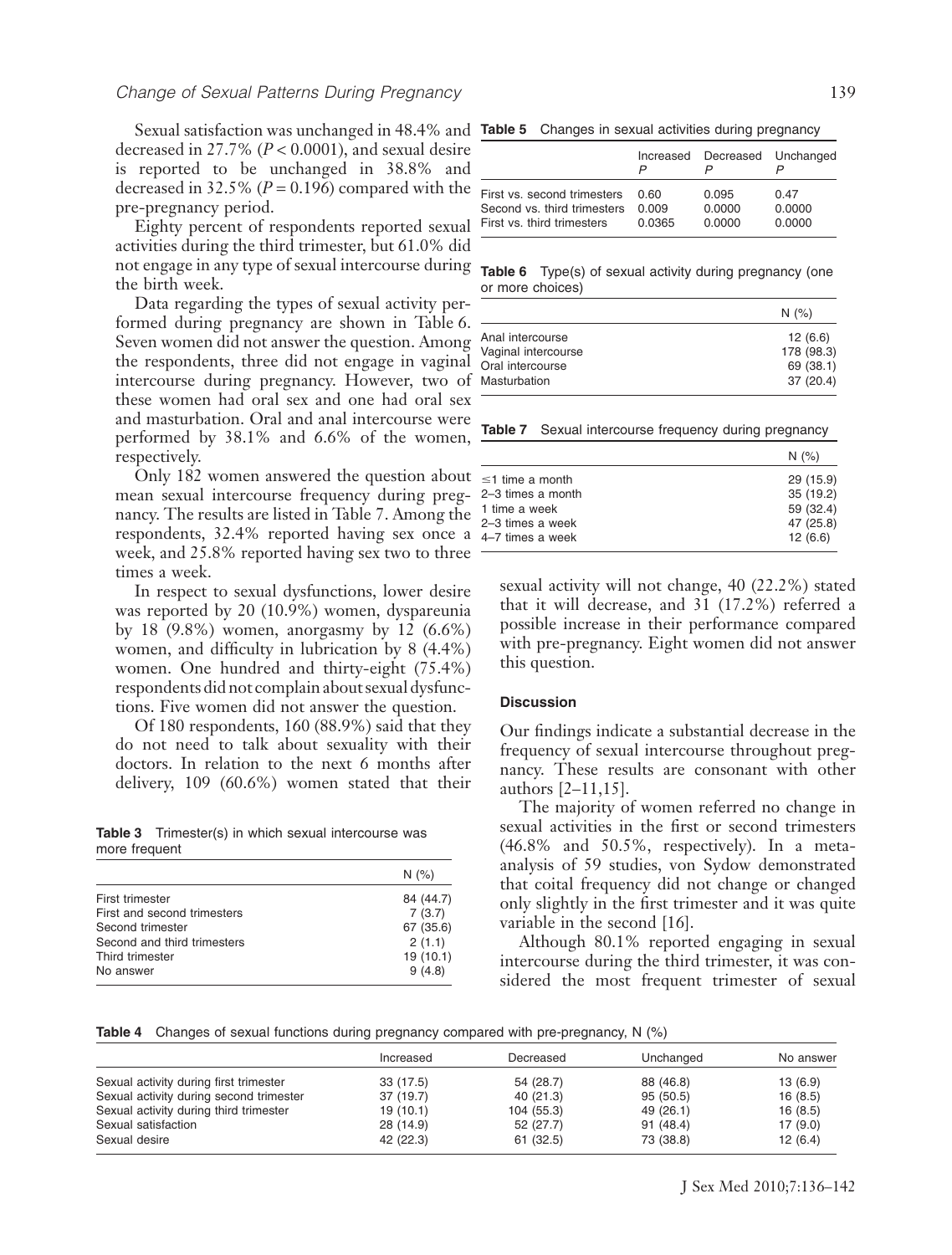Sexual satisfaction was unchanged in 48.4% and decreased in 27.7% ($P < 0.0001$), and sexual desire is reported to be unchanged in 38.8% and decreased in 32.5% ($P = 0.196$) compared with the pre-pregnancy period.

Eighty percent of respondents reported sexual activities during the third trimester, but 61.0% did not engage in any type of sexual intercourse during the birth week.

Data regarding the types of sexual activity performed during pregnancy are shown in Table 6. Seven women did not answer the question. Among the respondents, three did not engage in vaginal intercourse during pregnancy. However, two of these women had oral sex and one had oral sex and masturbation. Oral and anal intercourse were performed by 38.1% and 6.6% of the women, respectively.

Only 182 women answered the question about mean sexual intercourse frequency during pregnancy. The results are listed in Table 7. Among the respondents, 32.4% reported having sex once a week, and 25.8% reported having sex two to three times a week.

In respect to sexual dysfunctions, lower desire was reported by 20 (10.9%) women, dyspareunia by 18 (9.8%) women, anorgasmy by 12 (6.6%) women, and difficulty in lubrication by 8 (4.4%) women. One hundred and thirty-eight (75.4%) respondents did not complain about sexual dysfunctions. Five women did not answer the question.

Of 180 respondents, 160 (88.9%) said that they do not need to talk about sexuality with their doctors. In relation to the next 6 months after delivery, 109 (60.6%) women stated that their sexual activity will not change, 40 (22.2%) stated that it will decrease, and 31 (17.2%) referred a possible increase in their performance compared with pre-pregnancy. Eight women did not answer this question.

**Table 3** Trimester(s) in which sexual intercourse was more frequent

| | N (%) |
|---|---|
| First trimester | 84 (44.7) |
| First and second trimesters | 7 (3.7) |
| Second trimester | 67 (35.6) |
| Second and third trimesters | 2 (1.1) |
| Third trimester | 19 (10.1) |
| No answer | 9 (4.8) |

**Table 5** Changes in sexual activities during pregnancy

| | Increased *P* | Decreased *P* | Unchanged *P* |
|---|---|---|---|
| First vs. second trimesters | 0.60 | 0.095 | 0.47 |
| Second vs. third trimesters | 0.009 | 0.0000 | 0.0000 |
| First vs. third trimesters | 0.0365 | 0.0000 | 0.0000 |

**Table 6** Type(s) of sexual activity during pregnancy (one or more choices)

| | N (%) |
|---|---|
| Anal intercourse | 12 (6.6) |
| Vaginal intercourse | 178 (98.3) |
| Oral intercourse | 69 (38.1) |
| Masturbation | 37 (20.4) |

**Table 7** Sexual intercourse frequency during pregnancy

| | N (%) |
|---|---|
| ≤1 time a month | 29 (15.9) |
| 2–3 times a month | 35 (19.2) |
| 1 time a week | 59 (32.4) |
| 2–3 times a week | 47 (25.8) |
| 4–7 times a week | 12 (6.6) |

### Discussion

Our findings indicate a substantial decrease in the frequency of sexual intercourse throughout pregnancy. These results are consonant with other authors [2–11,15].

The majority of women referred no change in sexual activities in the first or second trimesters (46.8% and 50.5%, respectively). In a meta-analysis of 59 studies, von Sydow demonstrated that coital frequency did not change or changed only slightly in the first trimester and it was quite variable in the second [16].

Although 80.1% reported engaging in sexual intercourse during the third trimester, it was considered the most frequent trimester of sexual

**Table 4** Changes of sexual functions during pregnancy compared with pre-pregnancy, N (%)

| | Increased | Decreased | Unchanged | No answer |
|---|---|---|---|---|
| Sexual activity during first trimester | 33 (17.5) | 54 (28.7) | 88 (46.8) | 13 (6.9) |
| Sexual activity during second trimester | 37 (19.7) | 40 (21.3) | 95 (50.5) | 16 (8.5) |
| Sexual activity during third trimester | 19 (10.1) | 104 (55.3) | 49 (26.1) | 16 (8.5) |
| Sexual satisfaction | 28 (14.9) | 52 (27.7) | 91 (48.4) | 17 (9.0) |
| Sexual desire | 42 (22.3) | 61 (32.5) | 73 (38.8) | 12 (6.4) |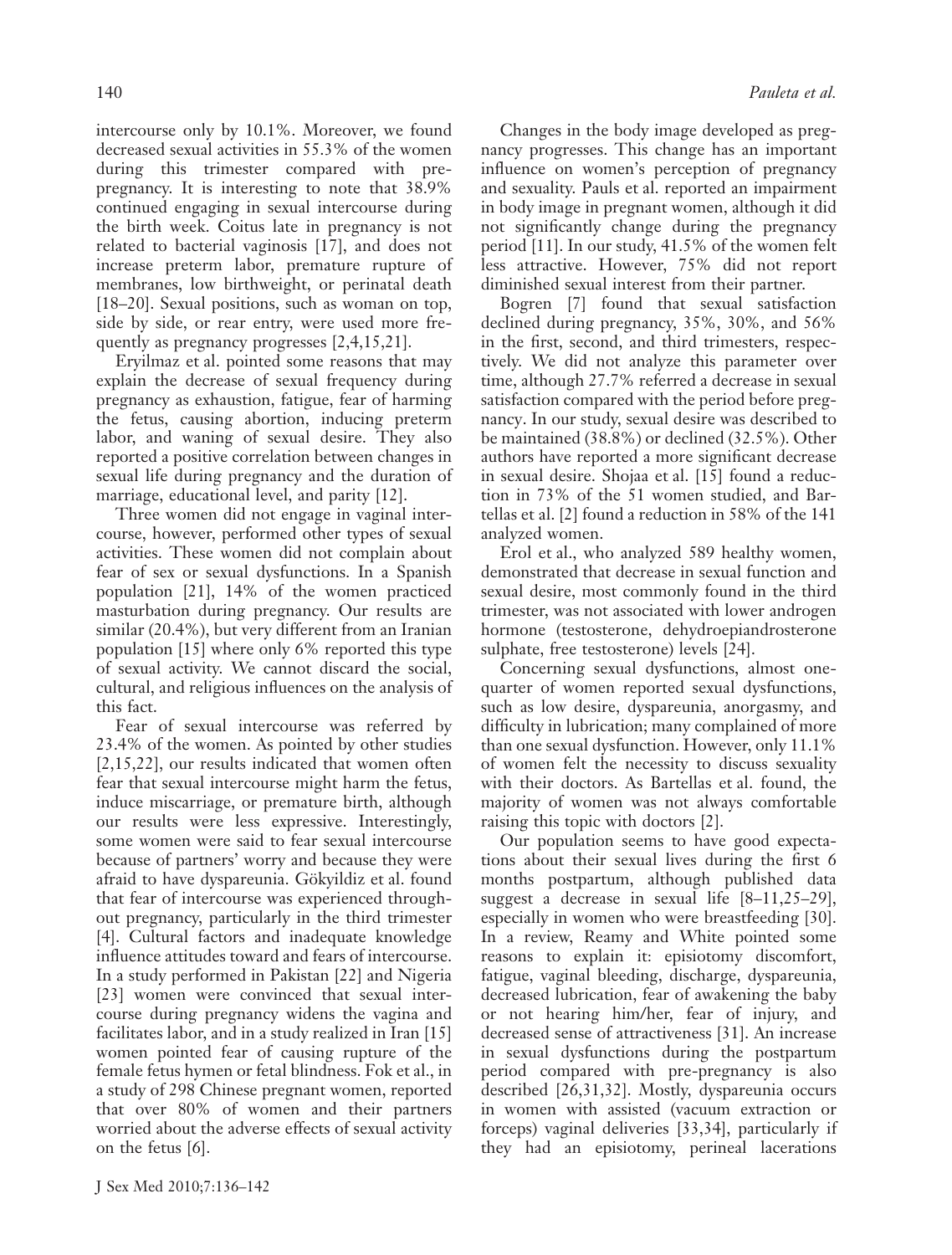intercourse only by 10.1%. Moreover, we found decreased sexual activities in 55.3% of the women during this trimester compared with pre-pregnancy. It is interesting to note that 38.9% continued engaging in sexual intercourse during the birth week. Coitus late in pregnancy is not related to bacterial vaginosis [17], and does not increase preterm labor, premature rupture of membranes, low birthweight, or perinatal death [18–20]. Sexual positions, such as woman on top, side by side, or rear entry, were used more frequently as pregnancy progresses [2,4,15,21].

Eryilmaz et al. pointed some reasons that may explain the decrease of sexual frequency during pregnancy as exhaustion, fatigue, fear of harming the fetus, causing abortion, inducing preterm labor, and waning of sexual desire. They also reported a positive correlation between changes in sexual life during pregnancy and the duration of marriage, educational level, and parity [12].

Three women did not engage in vaginal intercourse, however, performed other types of sexual activities. These women did not complain about fear of sex or sexual dysfunctions. In a Spanish population [21], 14% of the women practiced masturbation during pregnancy. Our results are similar (20.4%), but very different from an Iranian population [15] where only 6% reported this type of sexual activity. We cannot discard the social, cultural, and religious influences on the analysis of this fact.

Fear of sexual intercourse was referred by 23.4% of the women. As pointed by other studies [2,15,22], our results indicated that women often fear that sexual intercourse might harm the fetus, induce miscarriage, or premature birth, although our results were less expressive. Interestingly, some women were said to fear sexual intercourse because of partners' worry and because they were afraid to have dyspareunia. Gökyildiz et al. found that fear of intercourse was experienced throughout pregnancy, particularly in the third trimester [4]. Cultural factors and inadequate knowledge influence attitudes toward and fears of intercourse. In a study performed in Pakistan [22] and Nigeria [23] women were convinced that sexual intercourse during pregnancy widens the vagina and facilitates labor, and in a study realized in Iran [15] women pointed fear of causing rupture of the female fetus hymen or fetal blindness. Fok et al., in a study of 298 Chinese pregnant women, reported that over 80% of women and their partners worried about the adverse effects of sexual activity on the fetus [6].

Changes in the body image developed as pregnancy progresses. This change has an important influence on women's perception of pregnancy and sexuality. Pauls et al. reported an impairment in body image in pregnant women, although it did not significantly change during the pregnancy period [11]. In our study, 41.5% of the women felt less attractive. However, 75% did not report diminished sexual interest from their partner.

Bogren [7] found that sexual satisfaction declined during pregnancy, 35%, 30%, and 56% in the first, second, and third trimesters, respectively. We did not analyze this parameter over time, although 27.7% referred a decrease in sexual satisfaction compared with the period before pregnancy. In our study, sexual desire was described to be maintained (38.8%) or declined (32.5%). Other authors have reported a more significant decrease in sexual desire. Shojaa et al. [15] found a reduction in 73% of the 51 women studied, and Bartellas et al. [2] found a reduction in 58% of the 141 analyzed women.

Erol et al., who analyzed 589 healthy women, demonstrated that decrease in sexual function and sexual desire, most commonly found in the third trimester, was not associated with lower androgen hormone (testosterone, dehydroepiandrosterone sulphate, free testosterone) levels [24].

Concerning sexual dysfunctions, almost one-quarter of women reported sexual dysfunctions, such as low desire, dyspareunia, anorgasmy, and difficulty in lubrication; many complained of more than one sexual dysfunction. However, only 11.1% of women felt the necessity to discuss sexuality with their doctors. As Bartellas et al. found, the majority of women was not always comfortable raising this topic with doctors [2].

Our population seems to have good expectations about their sexual lives during the first 6 months postpartum, although published data suggest a decrease in sexual life [8–11,25–29], especially in women who were breastfeeding [30]. In a review, Reamy and White pointed some reasons to explain it: episiotomy discomfort, fatigue, vaginal bleeding, discharge, dyspareunia, decreased lubrication, fear of awakening the baby or not hearing him/her, fear of injury, and decreased sense of attractiveness [31]. An increase in sexual dysfunctions during the postpartum period compared with pre-pregnancy is also described [26,31,32]. Mostly, dyspareunia occurs in women with assisted (vacuum extraction or forceps) vaginal deliveries [33,34], particularly if they had an episiotomy, perineal lacerations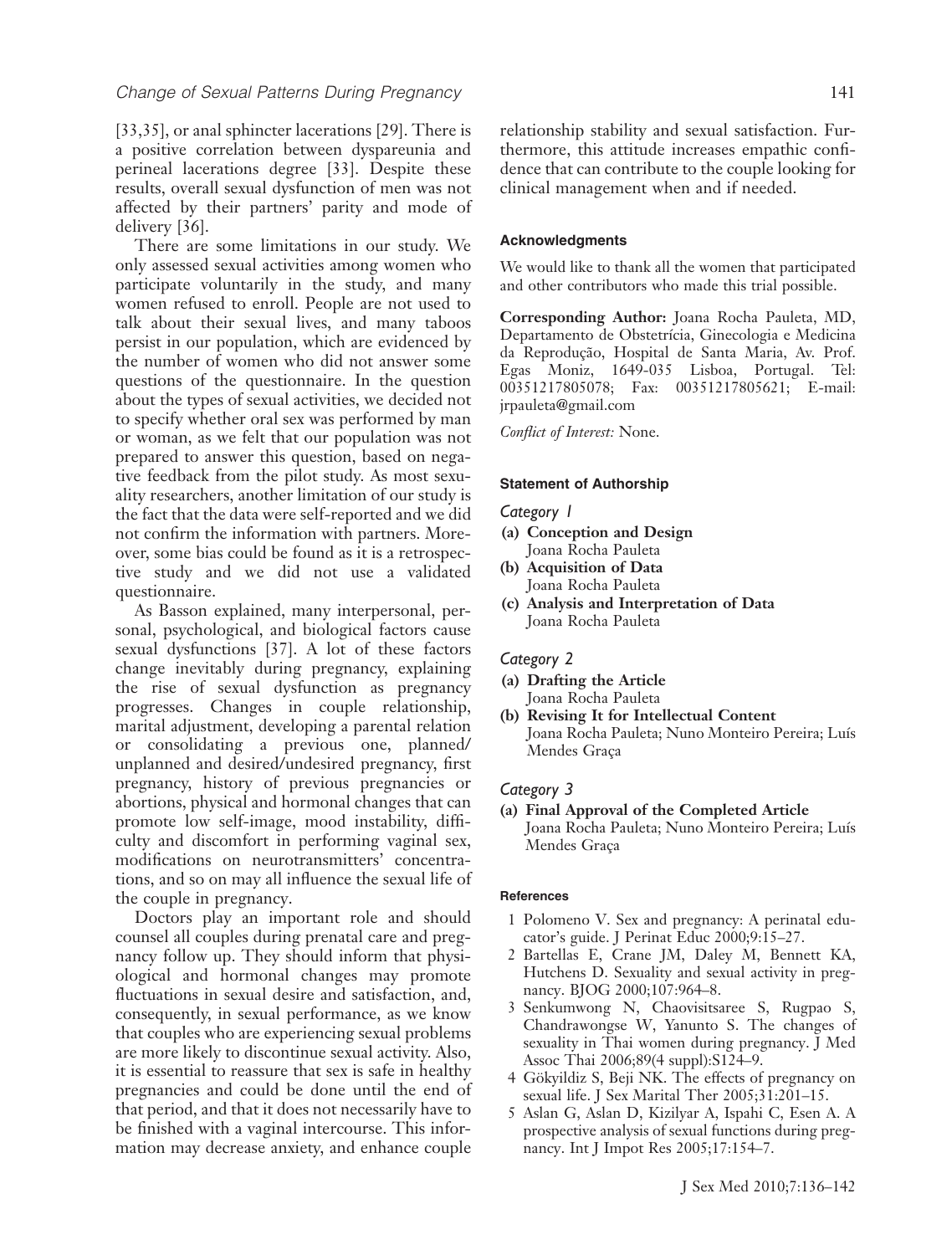[33,35], or anal sphincter lacerations [29]. There is a positive correlation between dyspareunia and perineal lacerations degree [33]. Despite these results, overall sexual dysfunction of men was not affected by their partners' parity and mode of delivery [36].

There are some limitations in our study. We only assessed sexual activities among women who participate voluntarily in the study, and many women refused to enroll. People are not used to talk about their sexual lives, and many taboos persist in our population, which are evidenced by the number of women who did not answer some questions of the questionnaire. In the question about the types of sexual activities, we decided not to specify whether oral sex was performed by man or woman, as we felt that our population was not prepared to answer this question, based on negative feedback from the pilot study. As most sexuality researchers, another limitation of our study is the fact that the data were self-reported and we did not confirm the information with partners. Moreover, some bias could be found as it is a retrospective study and we did not use a validated questionnaire.

As Basson explained, many interpersonal, personal, psychological, and biological factors cause sexual dysfunctions [37]. A lot of these factors change inevitably during pregnancy, explaining the rise of sexual dysfunction as pregnancy progresses. Changes in couple relationship, marital adjustment, developing a parental relation or consolidating a previous one, planned/unplanned and desired/undesired pregnancy, first pregnancy, history of previous pregnancies or abortions, physical and hormonal changes that can promote low self-image, mood instability, difficulty and discomfort in performing vaginal sex, modifications on neurotransmitters' concentrations, and so on may all influence the sexual life of the couple in pregnancy.

Doctors play an important role and should counsel all couples during prenatal care and pregnancy follow up. They should inform that physiological and hormonal changes may promote fluctuations in sexual desire and satisfaction, and, consequently, in sexual performance, as we know that couples who are experiencing sexual problems are more likely to discontinue sexual activity. Also, it is essential to reassure that sex is safe in healthy pregnancies and could be done until the end of that period, and that it does not necessarily have to be finished with a vaginal intercourse. This information may decrease anxiety, and enhance couple relationship stability and sexual satisfaction. Furthermore, this attitude increases empathic confidence that can contribute to the couple looking for clinical management when and if needed.

#### Acknowledgments

We would like to thank all the women that participated and other contributors who made this trial possible.

**Corresponding Author:** Joana Rocha Pauleta, MD, Departamento de Obstetrícia, Ginecologia e Medicina da Reprodução, Hospital de Santa Maria, Av. Prof. Egas Moniz, 1649-035 Lisboa, Portugal. Tel: 00351217805078; Fax: 00351217805621; E-mail: jrpauleta@gmail.com

*Conflict of Interest:* None.

#### Statement of Authorship

*Category 1*

**(a) Conception and Design**
Joana Rocha Pauleta

**(b) Acquisition of Data**
Joana Rocha Pauleta

**(c) Analysis and Interpretation of Data**
Joana Rocha Pauleta

*Category 2*

**(a) Drafting the Article**
Joana Rocha Pauleta

**(b) Revising It for Intellectual Content**
Joana Rocha Pauleta; Nuno Monteiro Pereira; Luís Mendes Graça

*Category 3*

**(a) Final Approval of the Completed Article**
Joana Rocha Pauleta; Nuno Monteiro Pereira; Luís Mendes Graça

#### References

1. Polomeno V. Sex and pregnancy: A perinatal educator's guide. J Perinat Educ 2000;9:15–27.
2. Bartellas E, Crane JM, Daley M, Bennett KA, Hutchens D. Sexuality and sexual activity in pregnancy. BJOG 2000;107:964–8.
3. Senkumwong N, Chaovisitsaree S, Rugpao S, Chandrawongse W, Yanunto S. The changes of sexuality in Thai women during pregnancy. J Med Assoc Thai 2006;89(4 suppl):S124–9.
4. Gökyildiz S, Beji NK. The effects of pregnancy on sexual life. J Sex Marital Ther 2005;31:201–15.
5. Aslan G, Aslan D, Kizilyar A, Ispahi C, Esen A. A prospective analysis of sexual functions during pregnancy. Int J Impot Res 2005;17:154–7.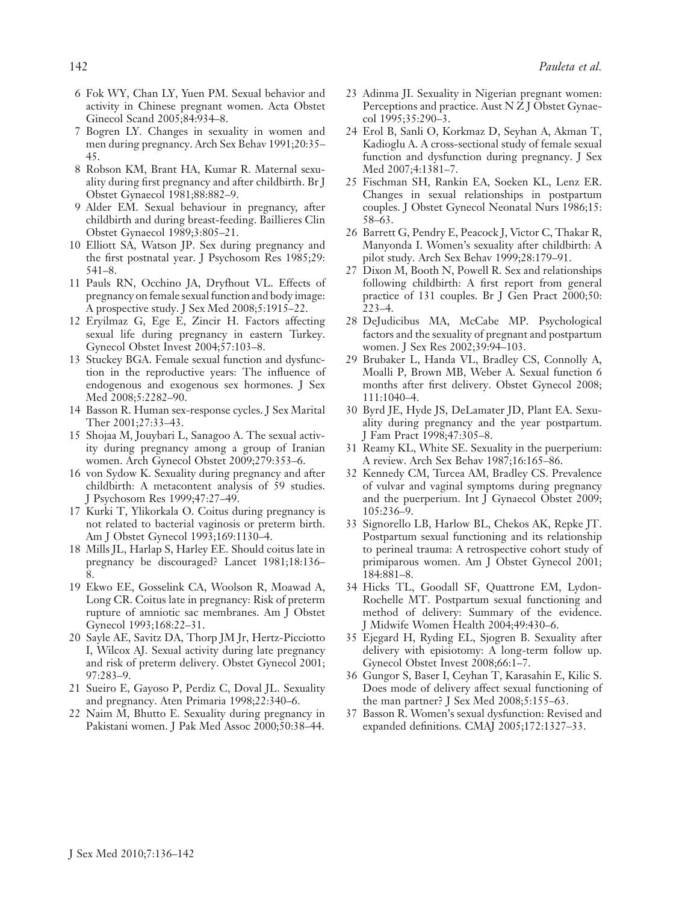6 Fok WY, Chan LY, Yuen PM. Sexual behavior and activity in Chinese pregnant women. Acta Obstet Ginecol Scand 2005;84:934–8.

7 Bogren LY. Changes in sexuality in women and men during pregnancy. Arch Sex Behav 1991;20:35–45.

8 Robson KM, Brant HA, Kumar R. Maternal sexuality during first pregnancy and after childbirth. Br J Obstet Gynaecol 1981;88:882–9.

9 Alder EM. Sexual behaviour in pregnancy, after childbirth and during breast-feeding. Baillieres Clin Obstet Gynaecol 1989;3:805–21.

10 Elliott SA, Watson JP. Sex during pregnancy and the first postnatal year. J Psychosom Res 1985;29:541–8.

11 Pauls RN, Occhino JA, Dryfhout VL. Effects of pregnancy on female sexual function and body image: A prospective study. J Sex Med 2008;5:1915–22.

12 Eryilmaz G, Ege E, Zincir H. Factors affecting sexual life during pregnancy in eastern Turkey. Gynecol Obstet Invest 2004;57:103–8.

13 Stuckey BGA. Female sexual function and dysfunction in the reproductive years: The influence of endogenous and exogenous sex hormones. J Sex Med 2008;5:2282–90.

14 Basson R. Human sex-response cycles. J Sex Marital Ther 2001;27:33–43.

15 Shojaa M, Jouybari L, Sanagoo A. The sexual activity during pregnancy among a group of Iranian women. Arch Gynecol Obstet 2009;279:353–6.

16 von Sydow K. Sexuality during pregnancy and after childbirth: A metacontent analysis of 59 studies. J Psychosom Res 1999;47:27–49.

17 Kurki T, Ylikorkala O. Coitus during pregnancy is not related to bacterial vaginosis or preterm birth. Am J Obstet Gynecol 1993;169:1130–4.

18 Mills JL, Harlap S, Harley EE. Should coitus late in pregnancy be discouraged? Lancet 1981;18:136–8.

19 Ekwo EE, Gosselink CA, Woolson R, Moawad A, Long CR. Coitus late in pregnancy: Risk of preterm rupture of amniotic sac membranes. Am J Obstet Gynecol 1993;168:22–31.

20 Sayle AE, Savitz DA, Thorp JM Jr, Hertz-Picciotto I, Wilcox AJ. Sexual activity during late pregnancy and risk of preterm delivery. Obstet Gynecol 2001;97:283–9.

21 Sueiro E, Gayoso P, Perdiz C, Doval JL. Sexuality and pregnancy. Aten Primaria 1998;22:340–6.

22 Naim M, Bhutto E. Sexuality during pregnancy in Pakistani women. J Pak Med Assoc 2000;50:38–44.

23 Adinma JI. Sexuality in Nigerian pregnant women: Perceptions and practice. Aust N Z J Obstet Gynaecol 1995;35:290–3.

24 Erol B, Sanli O, Korkmaz D, Seyhan A, Akman T, Kadioglu A. A cross-sectional study of female sexual function and dysfunction during pregnancy. J Sex Med 2007;4:1381–7.

25 Fischman SH, Rankin EA, Soeken KL, Lenz ER. Changes in sexual relationships in postpartum couples. J Obstet Gynecol Neonatal Nurs 1986;15:58–63.

26 Barrett G, Pendry E, Peacock J, Victor C, Thakar R, Manyonda I. Women's sexuality after childbirth: A pilot study. Arch Sex Behav 1999;28:179–91.

27 Dixon M, Booth N, Powell R. Sex and relationships following childbirth: A first report from general practice of 131 couples. Br J Gen Pract 2000;50:223–4.

28 DeJudicibus MA, McCabe MP. Psychological factors and the sexuality of pregnant and postpartum women. J Sex Res 2002;39:94–103.

29 Brubaker L, Handa VL, Bradley CS, Connolly A, Moalli P, Brown MB, Weber A. Sexual function 6 months after first delivery. Obstet Gynecol 2008;111:1040–4.

30 Byrd JE, Hyde JS, DeLamater JD, Plant EA. Sexuality during pregnancy and the year postpartum. J Fam Pract 1998;47:305–8.

31 Reamy KL, White SE. Sexuality in the puerperium: A review. Arch Sex Behav 1987;16:165–86.

32 Kennedy CM, Turcea AM, Bradley CS. Prevalence of vulvar and vaginal symptoms during pregnancy and the puerperium. Int J Gynaecol Obstet 2009;105:236–9.

33 Signorello LB, Harlow BL, Chekos AK, Repke JT. Postpartum sexual functioning and its relationship to perineal trauma: A retrospective cohort study of primiparous women. Am J Obstet Gynecol 2001;184:881–8.

34 Hicks TL, Goodall SF, Quattrone EM, Lydon-Rochelle MT. Postpartum sexual functioning and method of delivery: Summary of the evidence. J Midwife Women Health 2004;49:430–6.

35 Ejegard H, Ryding EL, Sjogren B. Sexuality after delivery with episiotomy: A long-term follow up. Gynecol Obstet Invest 2008;66:1–7.

36 Gungor S, Baser I, Ceyhan T, Karasahin E, Kilic S. Does mode of delivery affect sexual functioning of the man partner? J Sex Med 2008;5:155–63.

37 Basson R. Women's sexual dysfunction: Revised and expanded definitions. CMAJ 2005;172:1327–33.